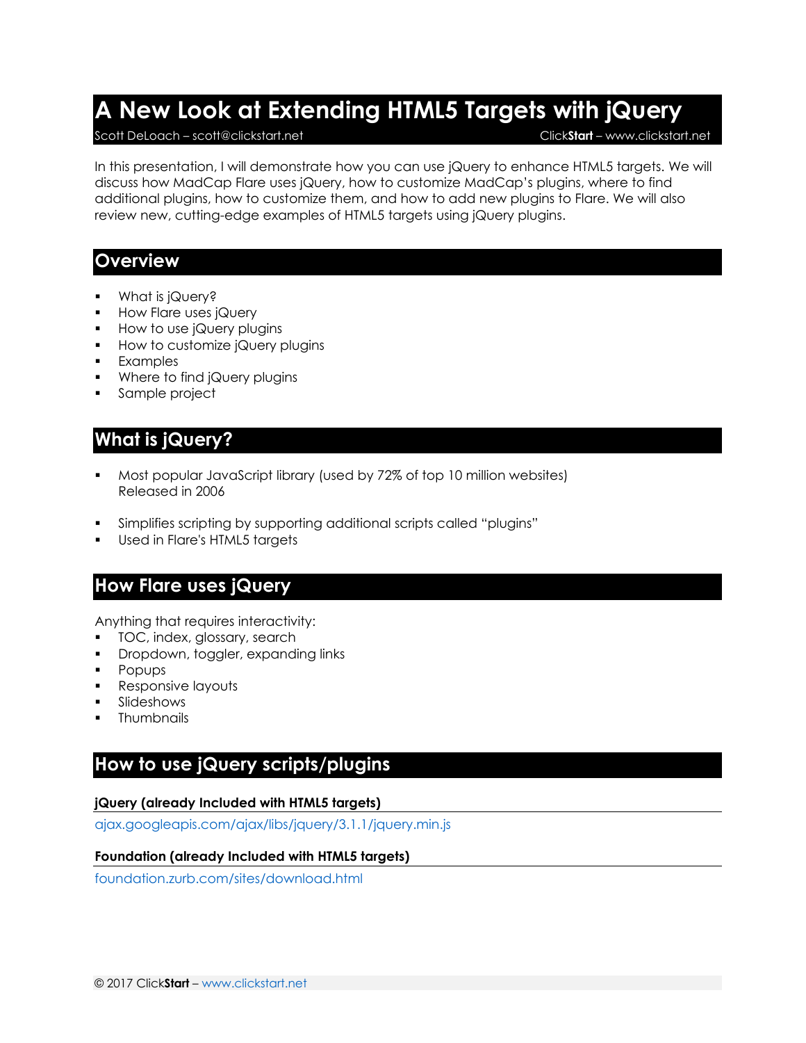# A New Look at Extending HTML5 Targets with jQuery

Scott DeLoach – scott@clickstart.net ClickStart – www.clickstart.net

In this presentation, I will demonstrate how you can use jQuery to enhance HTML5 targets. We will discuss how MadCap Flare uses jQuery, how to customize MadCap's plugins, where to find additional plugins, how to customize them, and how to add new plugins to Flare. We will also review new, cutting-edge examples of HTML5 targets using jQuery plugins.

## Overview

- What is jQuery?
- How Flare uses jQuery
- How to use jQuery plugins
- How to customize jQuery plugins
- Examples
- Where to find jQuery plugins
- Sample project

## What is jQuery?

- Most popular JavaScript library (used by 72% of top 10 million websites)
  Released in 2006
- Simplifies scripting by supporting additional scripts called "plugins"
- Used in Flare's HTML5 targets

## How Flare uses jQuery

Anything that requires interactivity:

- TOC, index, glossary, search
- Dropdown, toggler, expanding links
- Popups
- Responsive layouts
- Slideshows
- Thumbnails

## How to use jQuery scripts/plugins

### jQuery (already Included with HTML5 targets)

ajax.googleapis.com/ajax/libs/jquery/3.1.1/jquery.min.js

### Foundation (already Included with HTML5 targets)

foundation.zurb.com/sites/download.html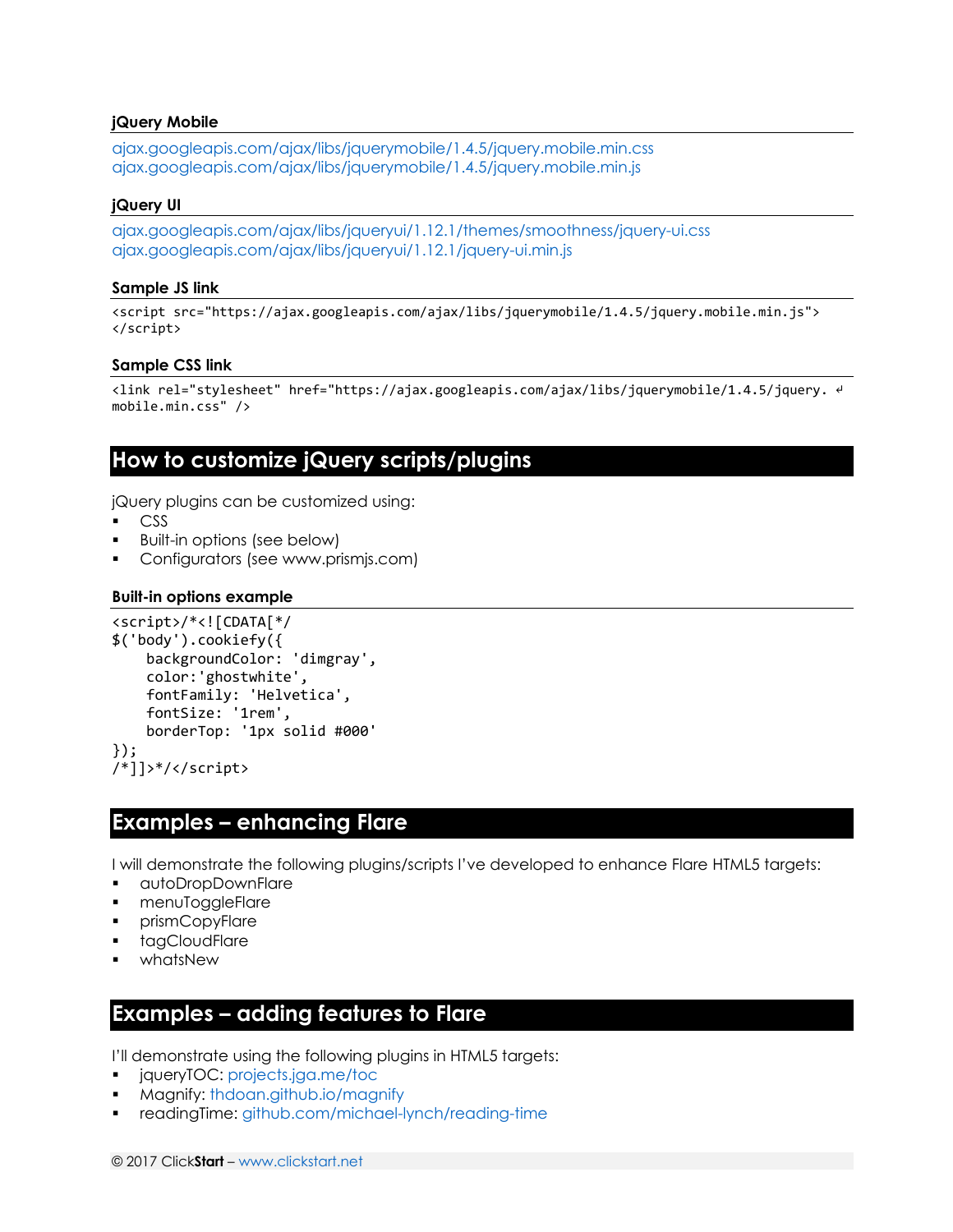### jQuery Mobile

ajax.googleapis.com/ajax/libs/jquerymobile/1.4.5/jquery.mobile.min.css
ajax.googleapis.com/ajax/libs/jquerymobile/1.4.5/jquery.mobile.min.js

### jQuery UI

ajax.googleapis.com/ajax/libs/jqueryui/1.12.1/themes/smoothness/jquery-ui.css
ajax.googleapis.com/ajax/libs/jqueryui/1.12.1/jquery-ui.min.js

### Sample JS link

```
<script src="https://ajax.googleapis.com/ajax/libs/jquerymobile/1.4.5/jquery.mobile.min.js">
</script>
```

### Sample CSS link

```
<link rel="stylesheet" href="https://ajax.googleapis.com/ajax/libs/jquerymobile/1.4.5/jquery. ↵
mobile.min.css" />
```

## How to customize jQuery scripts/plugins

jQuery plugins can be customized using:

- CSS
- Built-in options (see below)
- Configurators (see www.prismjs.com)

### Built-in options example

```
<script>/*<![CDATA[*/
$('body').cookiefy({
    backgroundColor: 'dimgray',
    color:'ghostwhite',
    fontFamily: 'Helvetica',
    fontSize: '1rem',
    borderTop: '1px solid #000'
});
/*]]>*/</script>
```

## Examples – enhancing Flare

I will demonstrate the following plugins/scripts I've developed to enhance Flare HTML5 targets:

- autoDropDownFlare
- menuToggleFlare
- prismCopyFlare
- tagCloudFlare
- whatsNew

## Examples – adding features to Flare

I'll demonstrate using the following plugins in HTML5 targets:

- jqueryTOC: projects.jga.me/toc
- Magnify: thdoan.github.io/magnify
- readingTime: github.com/michael-lynch/reading-time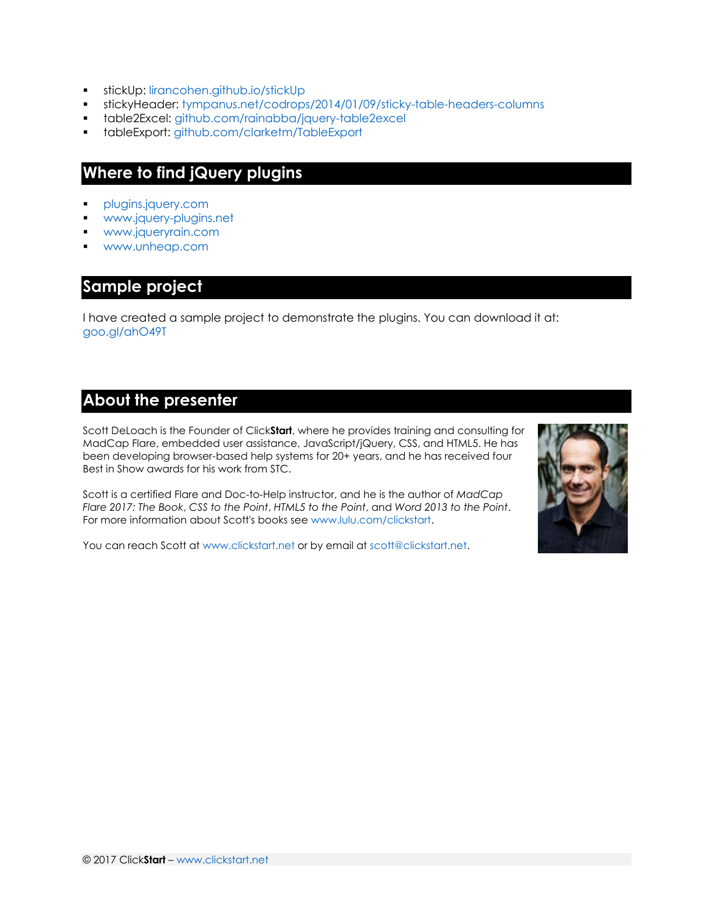- stickUp: lirancohen.github.io/stickUp
- stickyHeader: tympanus.net/codrops/2014/01/09/sticky-table-headers-columns
- table2Excel: github.com/rainabba/jquery-table2excel
- tableExport: github.com/clarketm/TableExport

## Where to find jQuery plugins

- plugins.jquery.com
- www.jquery-plugins.net
- www.jqueryrain.com
- www.unheap.com

## Sample project

I have created a sample project to demonstrate the plugins. You can download it at: goo.gl/ahO49T

## About the presenter

Scott DeLoach is the Founder of Click**Start**, where he provides training and consulting for MadCap Flare, embedded user assistance, JavaScript/jQuery, CSS, and HTML5. He has been developing browser-based help systems for 20+ years, and he has received four Best in Show awards for his work from STC.

Scott is a certified Flare and Doc-to-Help instructor, and he is the author of *MadCap Flare 2017: The Book*, *CSS to the Point*, *HTML5 to the Point*, and *Word 2013 to the Point*. For more information about Scott's books see www.lulu.com/clickstart.

You can reach Scott at www.clickstart.net or by email at scott@clickstart.net.